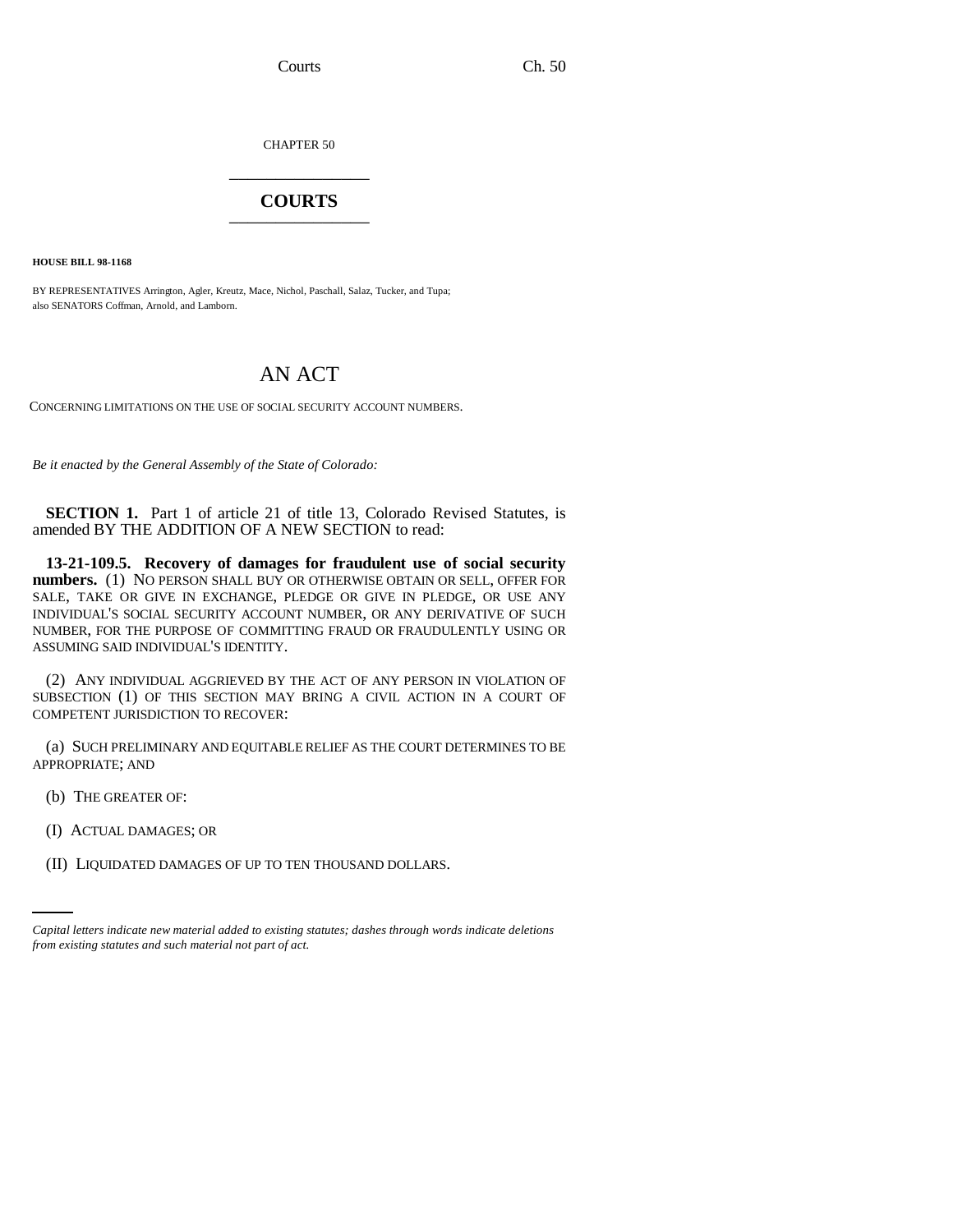CHAPTER 50

# COURTS

**HOUSE BILL 98-1168**

BY REPRESENTATIVES Arrington, Agler, Kreutz, Mace, Nichol, Paschall, Salaz, Tucker, and Tupa;
also SENATORS Coffman, Arnold, and Lamborn.

## AN ACT

CONCERNING LIMITATIONS ON THE USE OF SOCIAL SECURITY ACCOUNT NUMBERS.

*Be it enacted by the General Assembly of the State of Colorado:*

**SECTION 1.** Part 1 of article 21 of title 13, Colorado Revised Statutes, is amended BY THE ADDITION OF A NEW SECTION to read:

**13-21-109.5. Recovery of damages for fraudulent use of social security numbers.** (1) NO PERSON SHALL BUY OR OTHERWISE OBTAIN OR SELL, OFFER FOR SALE, TAKE OR GIVE IN EXCHANGE, PLEDGE OR GIVE IN PLEDGE, OR USE ANY INDIVIDUAL'S SOCIAL SECURITY ACCOUNT NUMBER, OR ANY DERIVATIVE OF SUCH NUMBER, FOR THE PURPOSE OF COMMITTING FRAUD OR FRAUDULENTLY USING OR ASSUMING SAID INDIVIDUAL'S IDENTITY.

(2) ANY INDIVIDUAL AGGRIEVED BY THE ACT OF ANY PERSON IN VIOLATION OF SUBSECTION (1) OF THIS SECTION MAY BRING A CIVIL ACTION IN A COURT OF COMPETENT JURISDICTION TO RECOVER:

(a) SUCH PRELIMINARY AND EQUITABLE RELIEF AS THE COURT DETERMINES TO BE APPROPRIATE; AND

(b) THE GREATER OF:

(I) ACTUAL DAMAGES; OR

(II) LIQUIDATED DAMAGES OF UP TO TEN THOUSAND DOLLARS.

*Capital letters indicate new material added to existing statutes; dashes through words indicate deletions from existing statutes and such material not part of act.*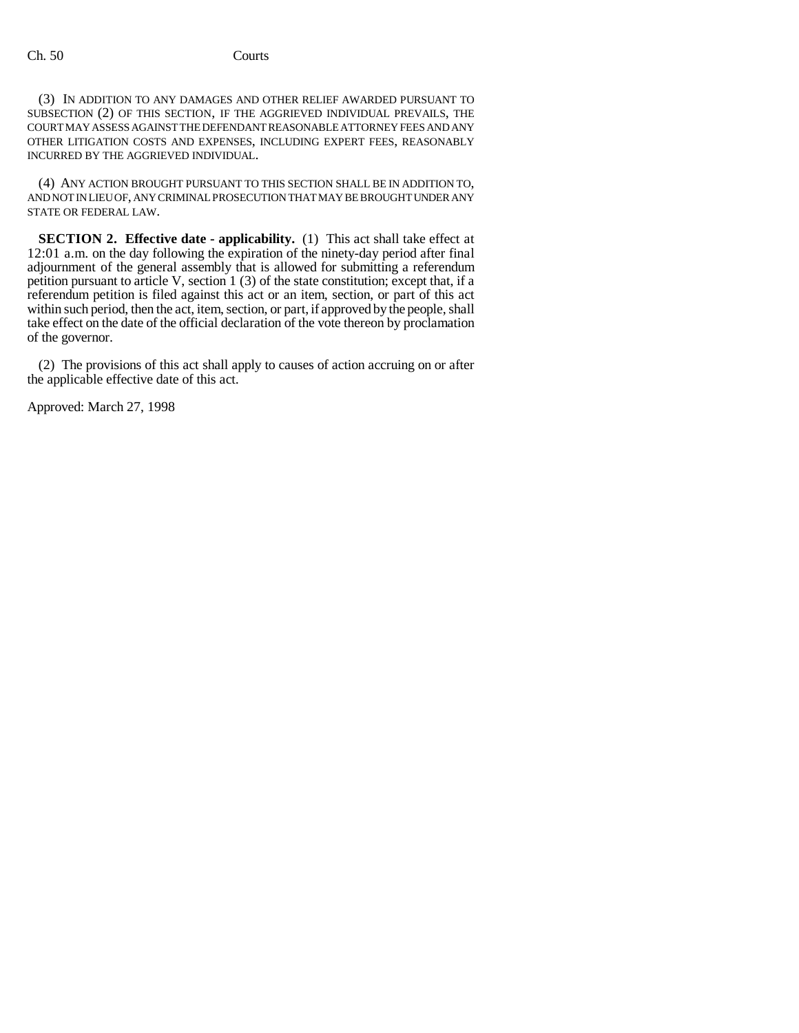(3) IN ADDITION TO ANY DAMAGES AND OTHER RELIEF AWARDED PURSUANT TO SUBSECTION (2) OF THIS SECTION, IF THE AGGRIEVED INDIVIDUAL PREVAILS, THE COURT MAY ASSESS AGAINST THE DEFENDANT REASONABLE ATTORNEY FEES AND ANY OTHER LITIGATION COSTS AND EXPENSES, INCLUDING EXPERT FEES, REASONABLY INCURRED BY THE AGGRIEVED INDIVIDUAL.

(4) ANY ACTION BROUGHT PURSUANT TO THIS SECTION SHALL BE IN ADDITION TO, AND NOT IN LIEU OF, ANY CRIMINAL PROSECUTION THAT MAY BE BROUGHT UNDER ANY STATE OR FEDERAL LAW.

**SECTION 2. Effective date - applicability.** (1) This act shall take effect at 12:01 a.m. on the day following the expiration of the ninety-day period after final adjournment of the general assembly that is allowed for submitting a referendum petition pursuant to article V, section 1 (3) of the state constitution; except that, if a referendum petition is filed against this act or an item, section, or part of this act within such period, then the act, item, section, or part, if approved by the people, shall take effect on the date of the official declaration of the vote thereon by proclamation of the governor.

(2) The provisions of this act shall apply to causes of action accruing on or after the applicable effective date of this act.

Approved: March 27, 1998